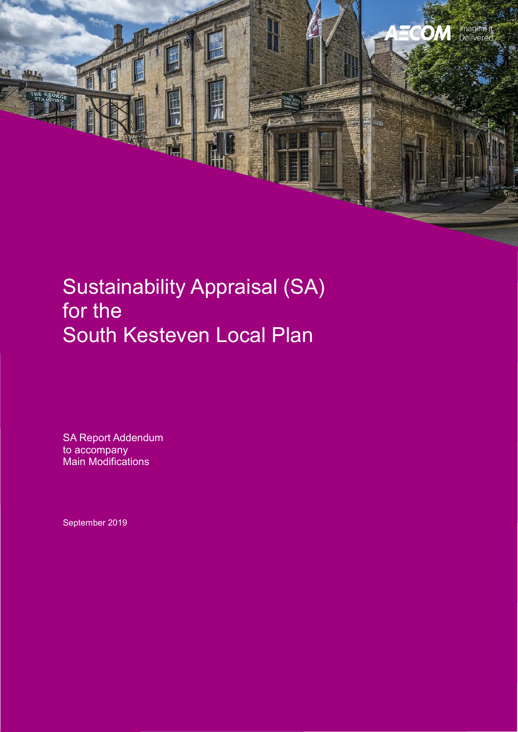# Sustainability Appraisal (SA) for the South Kesteven Local Plan

SA Report Addendum
to accompany
Main Modifications

September 2019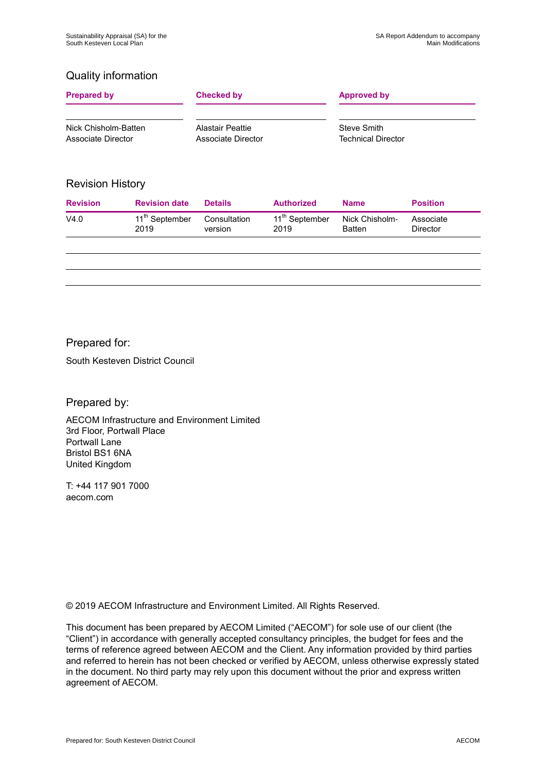## Quality information

| Prepared by | Checked by | Approved by |
|---|---|---|
| Nick Chisholm-Batten<br>Associate Director | Alastair Peattie<br>Associate Director | Steve Smith<br>Technical Director |

## Revision History

| Revision | Revision date | Details | Authorized | Name | Position |
|---|---|---|---|---|---|
| V4.0 | 11th September 2019 | Consultation version | 11th September 2019 | Nick Chisholm-Batten | Associate Director |
| | | | | | |
| | | | | | |
| | | | | | |

## Prepared for:

South Kesteven District Council

## Prepared by:

AECOM Infrastructure and Environment Limited
3rd Floor, Portwall Place
Portwall Lane
Bristol BS1 6NA
United Kingdom

T: +44 117 901 7000
aecom.com

© 2019 AECOM Infrastructure and Environment Limited. All Rights Reserved.

This document has been prepared by AECOM Limited ("AECOM") for sole use of our client (the "Client") in accordance with generally accepted consultancy principles, the budget for fees and the terms of reference agreed between AECOM and the Client. Any information provided by third parties and referred to herein has not been checked or verified by AECOM, unless otherwise expressly stated in the document. No third party may rely upon this document without the prior and express written agreement of AECOM.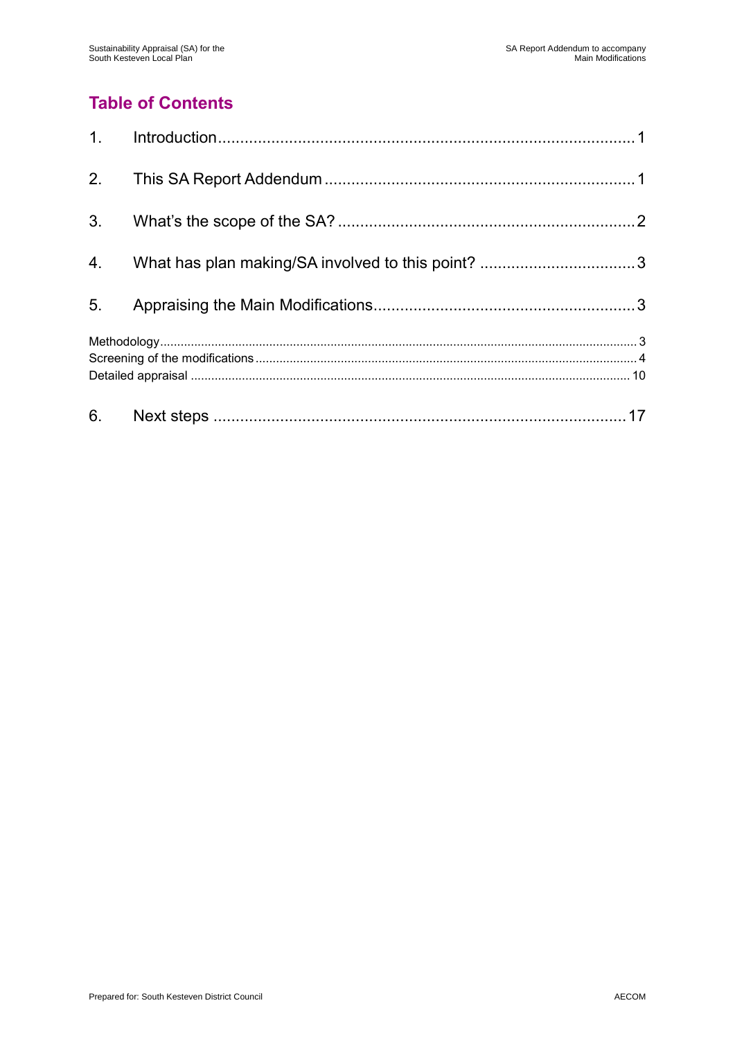## Table of Contents

1. Introduction ..... 1
2. This SA Report Addendum ..... 1
3. What's the scope of the SA? ..... 2
4. What has plan making/SA involved to this point? ..... 3
5. Appraising the Main Modifications ..... 3

Methodology ..... 3
Screening of the modifications ..... 4
Detailed appraisal ..... 10

6. Next steps ..... 17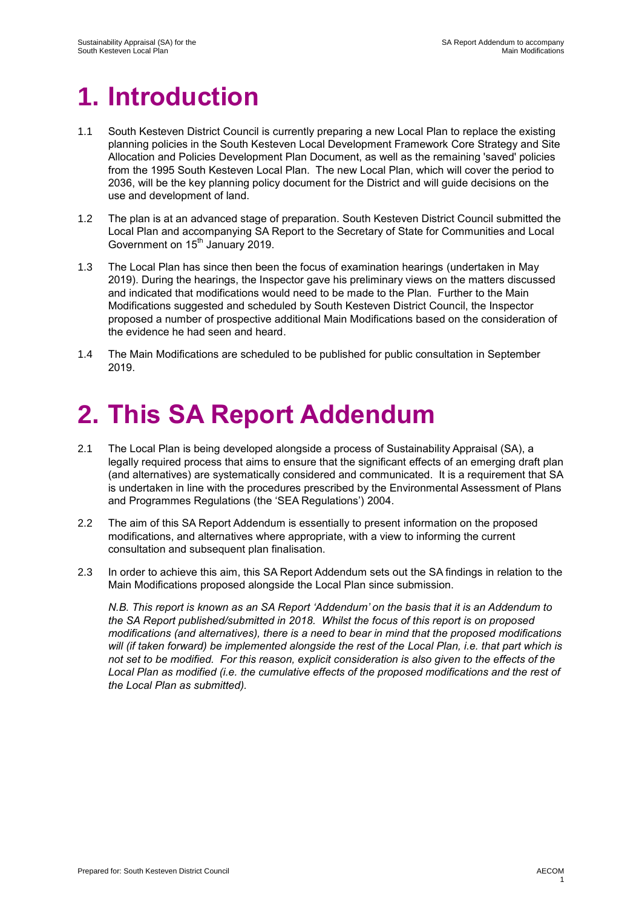# 1. Introduction

1.1 South Kesteven District Council is currently preparing a new Local Plan to replace the existing planning policies in the South Kesteven Local Development Framework Core Strategy and Site Allocation and Policies Development Plan Document, as well as the remaining 'saved' policies from the 1995 South Kesteven Local Plan. The new Local Plan, which will cover the period to 2036, will be the key planning policy document for the District and will guide decisions on the use and development of land.

1.2 The plan is at an advanced stage of preparation. South Kesteven District Council submitted the Local Plan and accompanying SA Report to the Secretary of State for Communities and Local Government on 15th January 2019.

1.3 The Local Plan has since then been the focus of examination hearings (undertaken in May 2019). During the hearings, the Inspector gave his preliminary views on the matters discussed and indicated that modifications would need to be made to the Plan. Further to the Main Modifications suggested and scheduled by South Kesteven District Council, the Inspector proposed a number of prospective additional Main Modifications based on the consideration of the evidence he had seen and heard.

1.4 The Main Modifications are scheduled to be published for public consultation in September 2019.

# 2. This SA Report Addendum

2.1 The Local Plan is being developed alongside a process of Sustainability Appraisal (SA), a legally required process that aims to ensure that the significant effects of an emerging draft plan (and alternatives) are systematically considered and communicated. It is a requirement that SA is undertaken in line with the procedures prescribed by the Environmental Assessment of Plans and Programmes Regulations (the 'SEA Regulations') 2004.

2.2 The aim of this SA Report Addendum is essentially to present information on the proposed modifications, and alternatives where appropriate, with a view to informing the current consultation and subsequent plan finalisation.

2.3 In order to achieve this aim, this SA Report Addendum sets out the SA findings in relation to the Main Modifications proposed alongside the Local Plan since submission.

*N.B. This report is known as an SA Report 'Addendum' on the basis that it is an Addendum to the SA Report published/submitted in 2018. Whilst the focus of this report is on proposed modifications (and alternatives), there is a need to bear in mind that the proposed modifications will (if taken forward) be implemented alongside the rest of the Local Plan, i.e. that part which is not set to be modified. For this reason, explicit consideration is also given to the effects of the Local Plan as modified (i.e. the cumulative effects of the proposed modifications and the rest of the Local Plan as submitted).*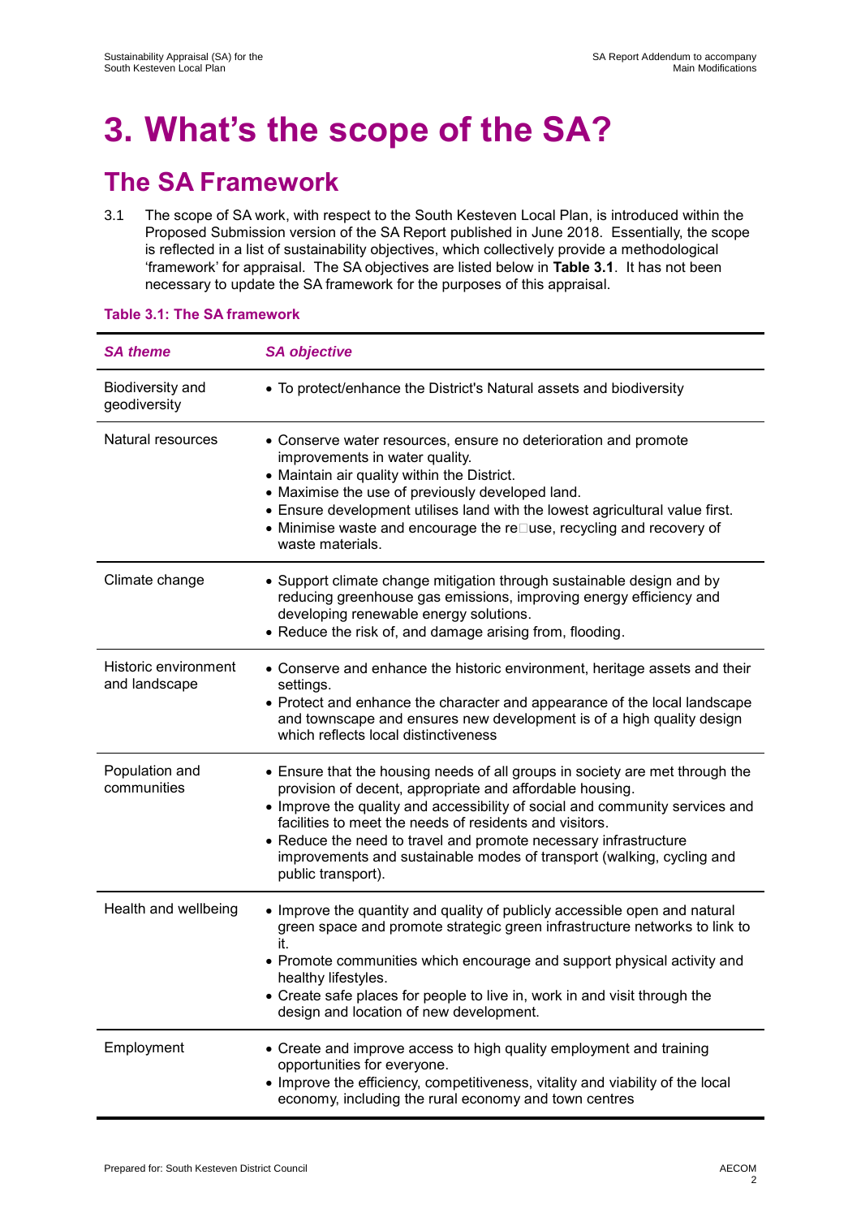# 3. What's the scope of the SA?

## The SA Framework

3.1 The scope of SA work, with respect to the South Kesteven Local Plan, is introduced within the Proposed Submission version of the SA Report published in June 2018. Essentially, the scope is reflected in a list of sustainability objectives, which collectively provide a methodological 'framework' for appraisal. The SA objectives are listed below in **Table 3.1**. It has not been necessary to update the SA framework for the purposes of this appraisal.

**Table 3.1: The SA framework**

| *SA theme* | *SA objective* |
|---|---|
| Biodiversity and geodiversity | • To protect/enhance the District's Natural assets and biodiversity |
| Natural resources | • Conserve water resources, ensure no deterioration and promote improvements in water quality.<br>• Maintain air quality within the District.<br>• Maximise the use of previously developed land.<br>• Ensure development utilises land with the lowest agricultural value first.<br>• Minimise waste and encourage the re□use, recycling and recovery of waste materials. |
| Climate change | • Support climate change mitigation through sustainable design and by reducing greenhouse gas emissions, improving energy efficiency and developing renewable energy solutions.<br>• Reduce the risk of, and damage arising from, flooding. |
| Historic environment and landscape | • Conserve and enhance the historic environment, heritage assets and their settings.<br>• Protect and enhance the character and appearance of the local landscape and townscape and ensures new development is of a high quality design which reflects local distinctiveness |
| Population and communities | • Ensure that the housing needs of all groups in society are met through the provision of decent, appropriate and affordable housing.<br>• Improve the quality and accessibility of social and community services and facilities to meet the needs of residents and visitors.<br>• Reduce the need to travel and promote necessary infrastructure improvements and sustainable modes of transport (walking, cycling and public transport). |
| Health and wellbeing | • Improve the quantity and quality of publicly accessible open and natural green space and promote strategic green infrastructure networks to link to it.<br>• Promote communities which encourage and support physical activity and healthy lifestyles.<br>• Create safe places for people to live in, work in and visit through the design and location of new development. |
| Employment | • Create and improve access to high quality employment and training opportunities for everyone.<br>• Improve the efficiency, competitiveness, vitality and viability of the local economy, including the rural economy and town centres |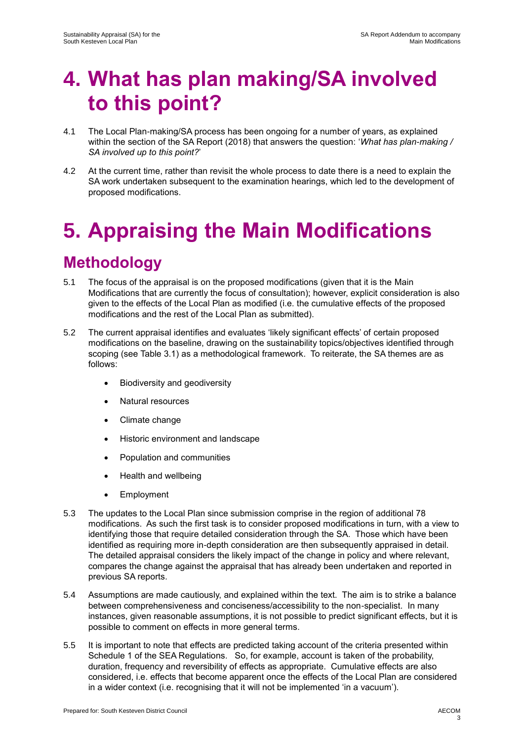# 4. What has plan making/SA involved to this point?

4.1 The Local Plan-making/SA process has been ongoing for a number of years, as explained within the section of the SA Report (2018) that answers the question: '*What has plan-making / SA involved up to this point?*'

4.2 At the current time, rather than revisit the whole process to date there is a need to explain the SA work undertaken subsequent to the examination hearings, which led to the development of proposed modifications.

# 5. Appraising the Main Modifications

## Methodology

5.1 The focus of the appraisal is on the proposed modifications (given that it is the Main Modifications that are currently the focus of consultation); however, explicit consideration is also given to the effects of the Local Plan as modified (i.e. the cumulative effects of the proposed modifications and the rest of the Local Plan as submitted).

5.2 The current appraisal identifies and evaluates 'likely significant effects' of certain proposed modifications on the baseline, drawing on the sustainability topics/objectives identified through scoping (see Table 3.1) as a methodological framework. To reiterate, the SA themes are as follows:

- Biodiversity and geodiversity
- Natural resources
- Climate change
- Historic environment and landscape
- Population and communities
- Health and wellbeing
- Employment

5.3 The updates to the Local Plan since submission comprise in the region of additional 78 modifications. As such the first task is to consider proposed modifications in turn, with a view to identifying those that require detailed consideration through the SA. Those which have been identified as requiring more in-depth consideration are then subsequently appraised in detail. The detailed appraisal considers the likely impact of the change in policy and where relevant, compares the change against the appraisal that has already been undertaken and reported in previous SA reports.

5.4 Assumptions are made cautiously, and explained within the text. The aim is to strike a balance between comprehensiveness and conciseness/accessibility to the non-specialist. In many instances, given reasonable assumptions, it is not possible to predict significant effects, but it is possible to comment on effects in more general terms.

5.5 It is important to note that effects are predicted taking account of the criteria presented within Schedule 1 of the SEA Regulations. So, for example, account is taken of the probability, duration, frequency and reversibility of effects as appropriate. Cumulative effects are also considered, i.e. effects that become apparent once the effects of the Local Plan are considered in a wider context (i.e. recognising that it will not be implemented 'in a vacuum').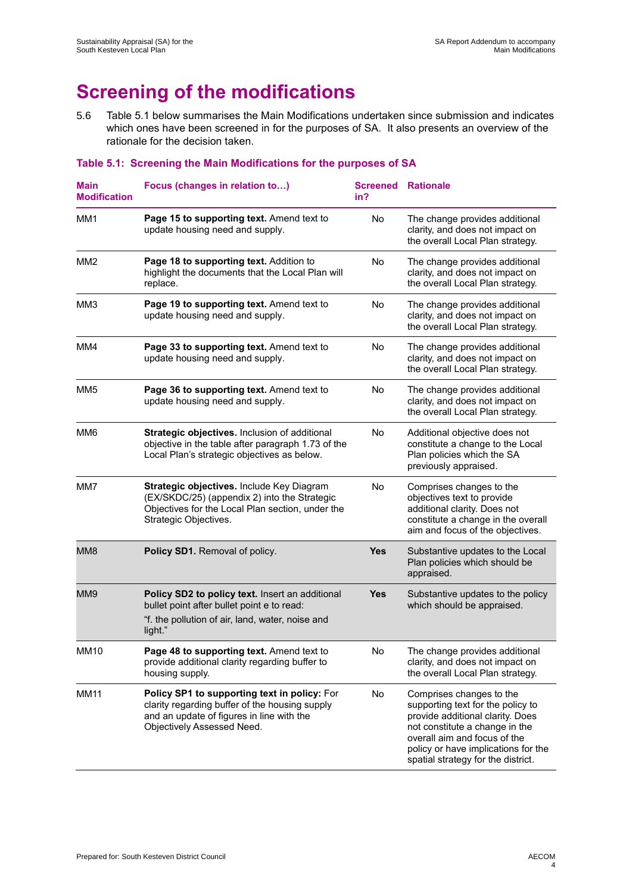# Screening of the modifications

5.6 Table 5.1 below summarises the Main Modifications undertaken since submission and indicates which ones have been screened in for the purposes of SA. It also presents an overview of the rationale for the decision taken.

### Table 5.1: Screening the Main Modifications for the purposes of SA

| Main Modification | Focus (changes in relation to…) | Screened in? | Rationale |
|---|---|---|---|
| MM1 | **Page 15 to supporting text.** Amend text to update housing need and supply. | No | The change provides additional clarity, and does not impact on the overall Local Plan strategy. |
| MM2 | **Page 18 to supporting text.** Addition to highlight the documents that the Local Plan will replace. | No | The change provides additional clarity, and does not impact on the overall Local Plan strategy. |
| MM3 | **Page 19 to supporting text.** Amend text to update housing need and supply. | No | The change provides additional clarity, and does not impact on the overall Local Plan strategy. |
| MM4 | **Page 33 to supporting text.** Amend text to update housing need and supply. | No | The change provides additional clarity, and does not impact on the overall Local Plan strategy. |
| MM5 | **Page 36 to supporting text.** Amend text to update housing need and supply. | No | The change provides additional clarity, and does not impact on the overall Local Plan strategy. |
| MM6 | **Strategic objectives.** Inclusion of additional objective in the table after paragraph 1.73 of the Local Plan's strategic objectives as below. | No | Additional objective does not constitute a change to the Local Plan policies which the SA previously appraised. |
| MM7 | **Strategic objectives.** Include Key Diagram (EX/SKDC/25) (appendix 2) into the Strategic Objectives for the Local Plan section, under the Strategic Objectives. | No | Comprises changes to the objectives text to provide additional clarity. Does not constitute a change in the overall aim and focus of the objectives. |
| MM8 | **Policy SD1.** Removal of policy. | **Yes** | Substantive updates to the Local Plan policies which should be appraised. |
| MM9 | **Policy SD2 to policy text.** Insert an additional bullet point after bullet point e to read: "f. the pollution of air, land, water, noise and light." | **Yes** | Substantive updates to the policy which should be appraised. |
| MM10 | **Page 48 to supporting text.** Amend text to provide additional clarity regarding buffer to housing supply. | No | The change provides additional clarity, and does not impact on the overall Local Plan strategy. |
| MM11 | **Policy SP1 to supporting text in policy:** For clarity regarding buffer of the housing supply and an update of figures in line with the Objectively Assessed Need. | No | Comprises changes to the supporting text for the policy to provide additional clarity. Does not constitute a change in the overall aim and focus of the policy or have implications for the spatial strategy for the district. |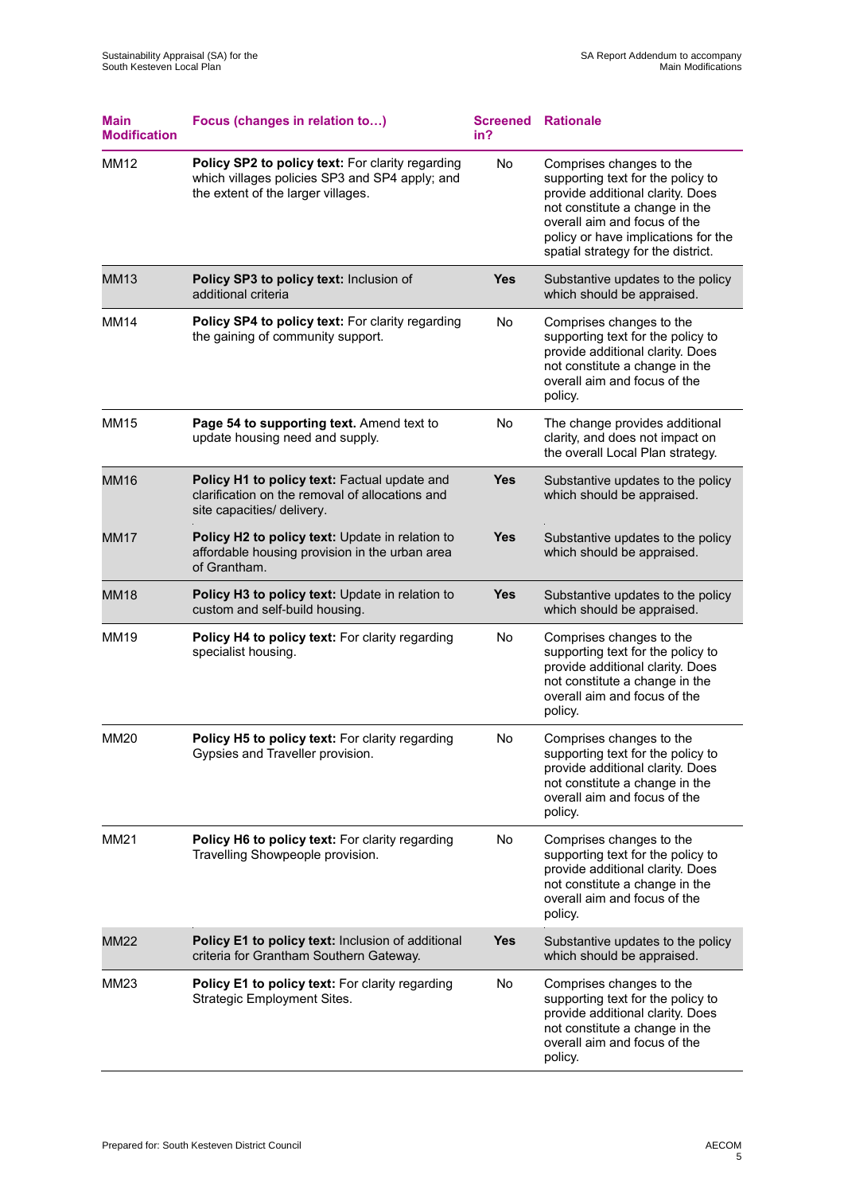| Main Modification | Focus (changes in relation to…) | Screened in? | Rationale |
|---|---|---|---|
| MM12 | **Policy SP2 to policy text:** For clarity regarding which villages policies SP3 and SP4 apply; and the extent of the larger villages. | No | Comprises changes to the supporting text for the policy to provide additional clarity. Does not constitute a change in the overall aim and focus of the policy or have implications for the spatial strategy for the district. |
| MM13 | **Policy SP3 to policy text:** Inclusion of additional criteria | **Yes** | Substantive updates to the policy which should be appraised. |
| MM14 | **Policy SP4 to policy text:** For clarity regarding the gaining of community support. | No | Comprises changes to the supporting text for the policy to provide additional clarity. Does not constitute a change in the overall aim and focus of the policy. |
| MM15 | **Page 54 to supporting text.** Amend text to update housing need and supply. | No | The change provides additional clarity, and does not impact on the overall Local Plan strategy. |
| MM16 | **Policy H1 to policy text:** Factual update and clarification on the removal of allocations and site capacities/ delivery. | **Yes** | Substantive updates to the policy which should be appraised. |
| MM17 | **Policy H2 to policy text:** Update in relation to affordable housing provision in the urban area of Grantham. | **Yes** | Substantive updates to the policy which should be appraised. |
| MM18 | **Policy H3 to policy text:** Update in relation to custom and self-build housing. | **Yes** | Substantive updates to the policy which should be appraised. |
| MM19 | **Policy H4 to policy text:** For clarity regarding specialist housing. | No | Comprises changes to the supporting text for the policy to provide additional clarity. Does not constitute a change in the overall aim and focus of the policy. |
| MM20 | **Policy H5 to policy text:** For clarity regarding Gypsies and Traveller provision. | No | Comprises changes to the supporting text for the policy to provide additional clarity. Does not constitute a change in the overall aim and focus of the policy. |
| MM21 | **Policy H6 to policy text:** For clarity regarding Travelling Showpeople provision. | No | Comprises changes to the supporting text for the policy to provide additional clarity. Does not constitute a change in the overall aim and focus of the policy. |
| MM22 | **Policy E1 to policy text:** Inclusion of additional criteria for Grantham Southern Gateway. | **Yes** | Substantive updates to the policy which should be appraised. |
| MM23 | **Policy E1 to policy text:** For clarity regarding Strategic Employment Sites. | No | Comprises changes to the supporting text for the policy to provide additional clarity. Does not constitute a change in the overall aim and focus of the policy. |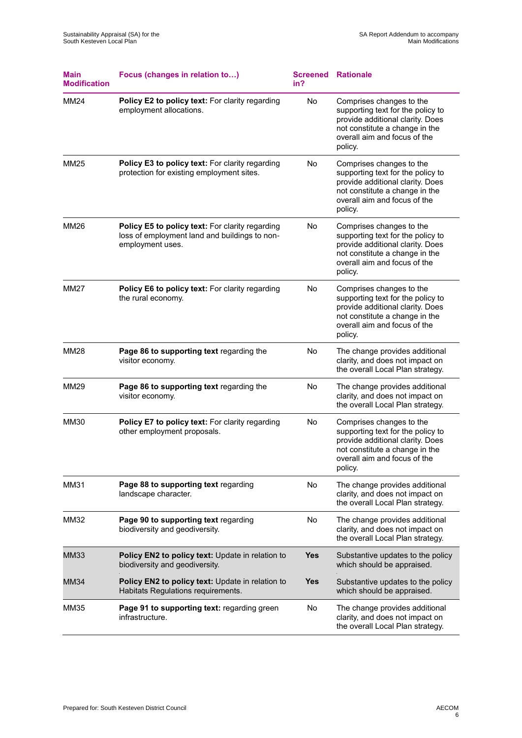| Main Modification | Focus (changes in relation to…) | Screened in? | Rationale |
|---|---|---|---|
| MM24 | **Policy E2 to policy text:** For clarity regarding employment allocations. | No | Comprises changes to the supporting text for the policy to provide additional clarity. Does not constitute a change in the overall aim and focus of the policy. |
| MM25 | **Policy E3 to policy text:** For clarity regarding protection for existing employment sites. | No | Comprises changes to the supporting text for the policy to provide additional clarity. Does not constitute a change in the overall aim and focus of the policy. |
| MM26 | **Policy E5 to policy text:** For clarity regarding loss of employment land and buildings to non-employment uses. | No | Comprises changes to the supporting text for the policy to provide additional clarity. Does not constitute a change in the overall aim and focus of the policy. |
| MM27 | **Policy E6 to policy text:** For clarity regarding the rural economy. | No | Comprises changes to the supporting text for the policy to provide additional clarity. Does not constitute a change in the overall aim and focus of the policy. |
| MM28 | **Page 86 to supporting text** regarding the visitor economy. | No | The change provides additional clarity, and does not impact on the overall Local Plan strategy. |
| MM29 | **Page 86 to supporting text** regarding the visitor economy. | No | The change provides additional clarity, and does not impact on the overall Local Plan strategy. |
| MM30 | **Policy E7 to policy text:** For clarity regarding other employment proposals. | No | Comprises changes to the supporting text for the policy to provide additional clarity. Does not constitute a change in the overall aim and focus of the policy. |
| MM31 | **Page 88 to supporting text** regarding landscape character. | No | The change provides additional clarity, and does not impact on the overall Local Plan strategy. |
| MM32 | **Page 90 to supporting text** regarding biodiversity and geodiversity. | No | The change provides additional clarity, and does not impact on the overall Local Plan strategy. |
| MM33 | **Policy EN2 to policy text:** Update in relation to biodiversity and geodiversity. | **Yes** | Substantive updates to the policy which should be appraised. |
| MM34 | **Policy EN2 to policy text:** Update in relation to Habitats Regulations requirements. | **Yes** | Substantive updates to the policy which should be appraised. |
| MM35 | **Page 91 to supporting text:** regarding green infrastructure. | No | The change provides additional clarity, and does not impact on the overall Local Plan strategy. |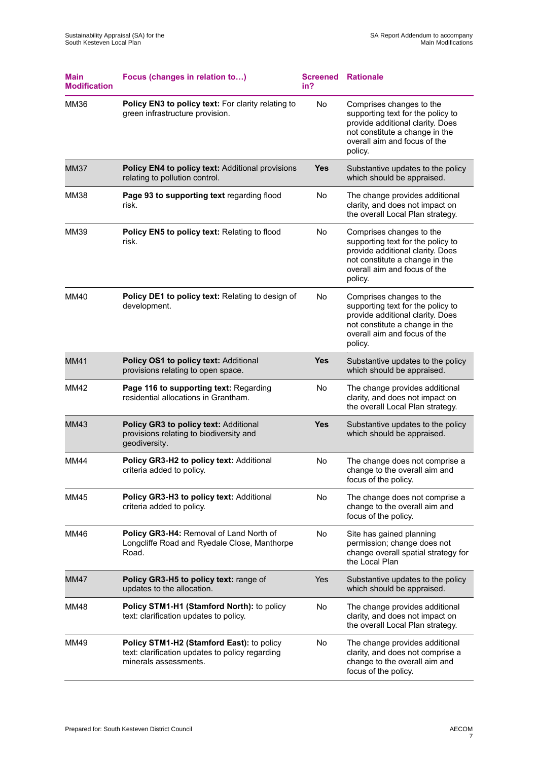| Main Modification | Focus (changes in relation to…) | Screened in? | Rationale |
|---|---|---|---|
| MM36 | **Policy EN3 to policy text:** For clarity relating to green infrastructure provision. | No | Comprises changes to the supporting text for the policy to provide additional clarity. Does not constitute a change in the overall aim and focus of the policy. |
| MM37 | **Policy EN4 to policy text:** Additional provisions relating to pollution control. | **Yes** | Substantive updates to the policy which should be appraised. |
| MM38 | **Page 93 to supporting text** regarding flood risk. | No | The change provides additional clarity, and does not impact on the overall Local Plan strategy. |
| MM39 | **Policy EN5 to policy text:** Relating to flood risk. | No | Comprises changes to the supporting text for the policy to provide additional clarity. Does not constitute a change in the overall aim and focus of the policy. |
| MM40 | **Policy DE1 to policy text:** Relating to design of development. | No | Comprises changes to the supporting text for the policy to provide additional clarity. Does not constitute a change in the overall aim and focus of the policy. |
| MM41 | **Policy OS1 to policy text:** Additional provisions relating to open space. | **Yes** | Substantive updates to the policy which should be appraised. |
| MM42 | **Page 116 to supporting text:** Regarding residential allocations in Grantham. | No | The change provides additional clarity, and does not impact on the overall Local Plan strategy. |
| MM43 | **Policy GR3 to policy text:** Additional provisions relating to biodiversity and geodiversity. | **Yes** | Substantive updates to the policy which should be appraised. |
| MM44 | **Policy GR3-H2 to policy text:** Additional criteria added to policy. | No | The change does not comprise a change to the overall aim and focus of the policy. |
| MM45 | **Policy GR3-H3 to policy text:** Additional criteria added to policy. | No | The change does not comprise a change to the overall aim and focus of the policy. |
| MM46 | **Policy GR3-H4:** Removal of Land North of Longcliffe Road and Ryedale Close, Manthorpe Road. | No | Site has gained planning permission; change does not change overall spatial strategy for the Local Plan |
| MM47 | **Policy GR3-H5 to policy text:** range of updates to the allocation. | Yes | Substantive updates to the policy which should be appraised. |
| MM48 | **Policy STM1-H1 (Stamford North):** to policy text: clarification updates to policy. | No | The change provides additional clarity, and does not impact on the overall Local Plan strategy. |
| MM49 | **Policy STM1-H2 (Stamford East):** to policy text: clarification updates to policy regarding minerals assessments. | No | The change provides additional clarity, and does not comprise a change to the overall aim and focus of the policy. |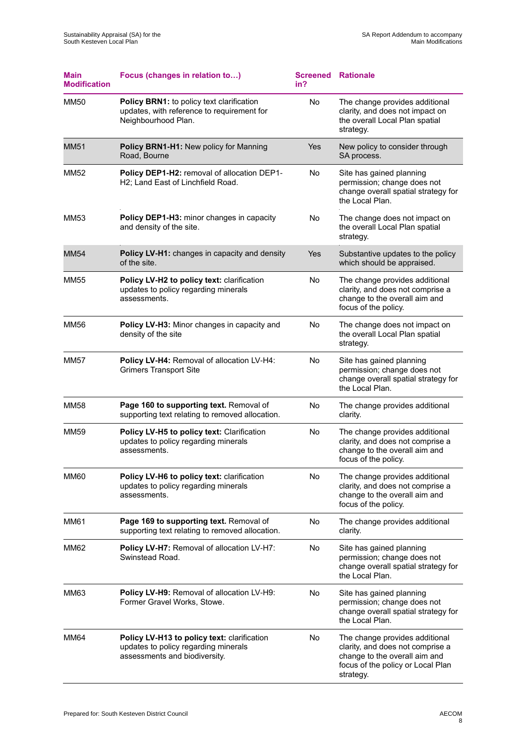| Main Modification | Focus (changes in relation to…) | Screened in? | Rationale |
|---|---|---|---|
| MM50 | **Policy BRN1:** to policy text clarification updates, with reference to requirement for Neighbourhood Plan. | No | The change provides additional clarity, and does not impact on the overall Local Plan spatial strategy. |
| MM51 | **Policy BRN1-H1:** New policy for Manning Road, Bourne | Yes | New policy to consider through SA process. |
| MM52 | **Policy DEP1-H2:** removal of allocation DEP1-H2; Land East of Linchfield Road. | No | Site has gained planning permission; change does not change overall spatial strategy for the Local Plan. |
| MM53 | **Policy DEP1-H3:** minor changes in capacity and density of the site. | No | The change does not impact on the overall Local Plan spatial strategy. |
| MM54 | **Policy LV-H1:** changes in capacity and density of the site. | Yes | Substantive updates to the policy which should be appraised. |
| MM55 | **Policy LV-H2 to policy text:** clarification updates to policy regarding minerals assessments. | No | The change provides additional clarity, and does not comprise a change to the overall aim and focus of the policy. |
| MM56 | **Policy LV-H3:** Minor changes in capacity and density of the site | No | The change does not impact on the overall Local Plan spatial strategy. |
| MM57 | **Policy LV-H4:** Removal of allocation LV-H4: Grimers Transport Site | No | Site has gained planning permission; change does not change overall spatial strategy for the Local Plan. |
| MM58 | **Page 160 to supporting text.** Removal of supporting text relating to removed allocation. | No | The change provides additional clarity. |
| MM59 | **Policy LV-H5 to policy text:** Clarification updates to policy regarding minerals assessments. | No | The change provides additional clarity, and does not comprise a change to the overall aim and focus of the policy. |
| MM60 | **Policy LV-H6 to policy text:** clarification updates to policy regarding minerals assessments. | No | The change provides additional clarity, and does not comprise a change to the overall aim and focus of the policy. |
| MM61 | **Page 169 to supporting text.** Removal of supporting text relating to removed allocation. | No | The change provides additional clarity. |
| MM62 | **Policy LV-H7:** Removal of allocation LV-H7: Swinstead Road. | No | Site has gained planning permission; change does not change overall spatial strategy for the Local Plan. |
| MM63 | **Policy LV-H9:** Removal of allocation LV-H9: Former Gravel Works, Stowe. | No | Site has gained planning permission; change does not change overall spatial strategy for the Local Plan. |
| MM64 | **Policy LV-H13 to policy text:** clarification updates to policy regarding minerals assessments and biodiversity. | No | The change provides additional clarity, and does not comprise a change to the overall aim and focus of the policy or Local Plan strategy. |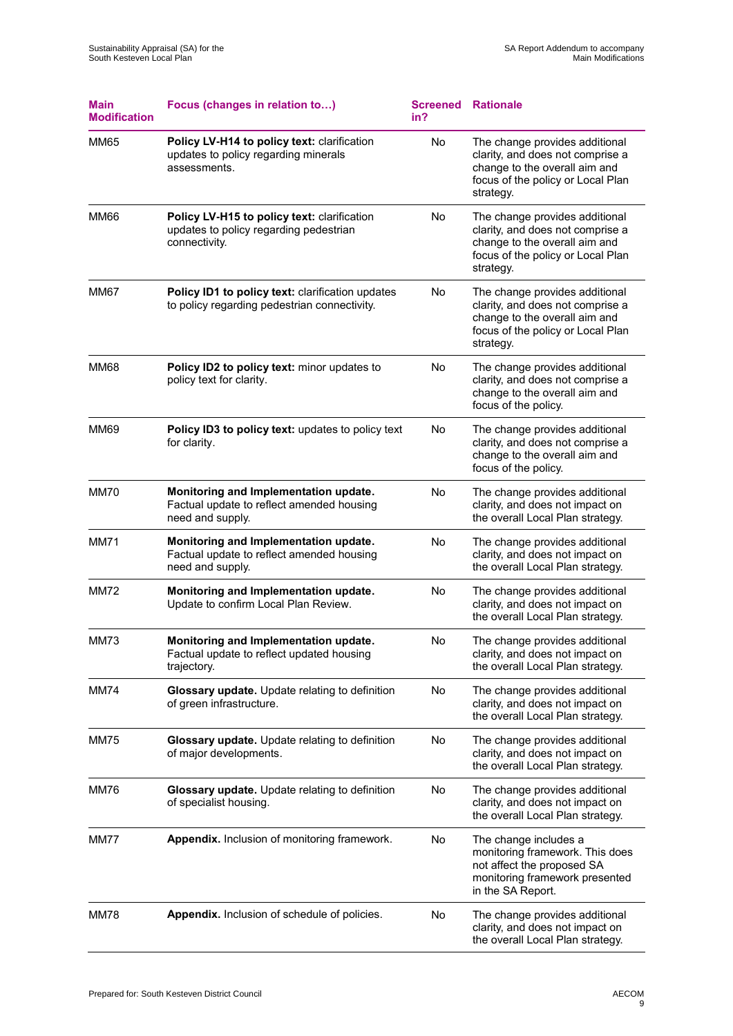| Main Modification | Focus (changes in relation to…) | Screened in? | Rationale |
|---|---|---|---|
| MM65 | **Policy LV-H14 to policy text:** clarification updates to policy regarding minerals assessments. | No | The change provides additional clarity, and does not comprise a change to the overall aim and focus of the policy or Local Plan strategy. |
| MM66 | **Policy LV-H15 to policy text:** clarification updates to policy regarding pedestrian connectivity. | No | The change provides additional clarity, and does not comprise a change to the overall aim and focus of the policy or Local Plan strategy. |
| MM67 | **Policy ID1 to policy text:** clarification updates to policy regarding pedestrian connectivity. | No | The change provides additional clarity, and does not comprise a change to the overall aim and focus of the policy or Local Plan strategy. |
| MM68 | **Policy ID2 to policy text:** minor updates to policy text for clarity. | No | The change provides additional clarity, and does not comprise a change to the overall aim and focus of the policy. |
| MM69 | **Policy ID3 to policy text:** updates to policy text for clarity. | No | The change provides additional clarity, and does not comprise a change to the overall aim and focus of the policy. |
| MM70 | **Monitoring and Implementation update.** Factual update to reflect amended housing need and supply. | No | The change provides additional clarity, and does not impact on the overall Local Plan strategy. |
| MM71 | **Monitoring and Implementation update.** Factual update to reflect amended housing need and supply. | No | The change provides additional clarity, and does not impact on the overall Local Plan strategy. |
| MM72 | **Monitoring and Implementation update.** Update to confirm Local Plan Review. | No | The change provides additional clarity, and does not impact on the overall Local Plan strategy. |
| MM73 | **Monitoring and Implementation update.** Factual update to reflect updated housing trajectory. | No | The change provides additional clarity, and does not impact on the overall Local Plan strategy. |
| MM74 | **Glossary update.** Update relating to definition of green infrastructure. | No | The change provides additional clarity, and does not impact on the overall Local Plan strategy. |
| MM75 | **Glossary update.** Update relating to definition of major developments. | No | The change provides additional clarity, and does not impact on the overall Local Plan strategy. |
| MM76 | **Glossary update.** Update relating to definition of specialist housing. | No | The change provides additional clarity, and does not impact on the overall Local Plan strategy. |
| MM77 | **Appendix.** Inclusion of monitoring framework. | No | The change includes a monitoring framework. This does not affect the proposed SA monitoring framework presented in the SA Report. |
| MM78 | **Appendix.** Inclusion of schedule of policies. | No | The change provides additional clarity, and does not impact on the overall Local Plan strategy. |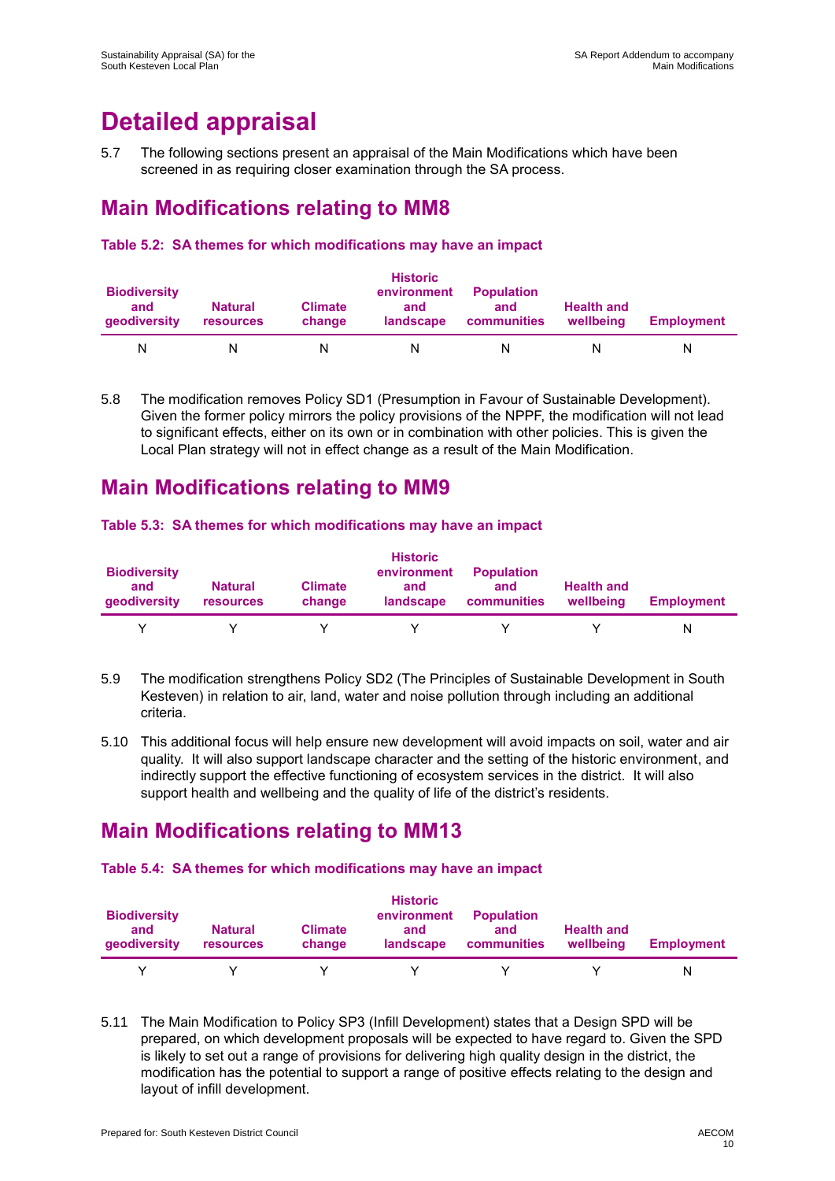# Detailed appraisal

5.7 The following sections present an appraisal of the Main Modifications which have been screened in as requiring closer examination through the SA process.

## Main Modifications relating to MM8

### Table 5.2: SA themes for which modifications may have an impact

| Biodiversity and geodiversity | Natural resources | Climate change | Historic environment and landscape | Population and communities | Health and wellbeing | Employment |
|---|---|---|---|---|---|---|
| N | N | N | N | N | N | N |

5.8 The modification removes Policy SD1 (Presumption in Favour of Sustainable Development). Given the former policy mirrors the policy provisions of the NPPF, the modification will not lead to significant effects, either on its own or in combination with other policies. This is given the Local Plan strategy will not in effect change as a result of the Main Modification.

## Main Modifications relating to MM9

### Table 5.3: SA themes for which modifications may have an impact

| Biodiversity and geodiversity | Natural resources | Climate change | Historic environment and landscape | Population and communities | Health and wellbeing | Employment |
|---|---|---|---|---|---|---|
| Y | Y | Y | Y | Y | Y | N |

5.9 The modification strengthens Policy SD2 (The Principles of Sustainable Development in South Kesteven) in relation to air, land, water and noise pollution through including an additional criteria.

5.10 This additional focus will help ensure new development will avoid impacts on soil, water and air quality. It will also support landscape character and the setting of the historic environment, and indirectly support the effective functioning of ecosystem services in the district. It will also support health and wellbeing and the quality of life of the district's residents.

## Main Modifications relating to MM13

### Table 5.4: SA themes for which modifications may have an impact

| Biodiversity and geodiversity | Natural resources | Climate change | Historic environment and landscape | Population and communities | Health and wellbeing | Employment |
|---|---|---|---|---|---|---|
| Y | Y | Y | Y | Y | Y | N |

5.11 The Main Modification to Policy SP3 (Infill Development) states that a Design SPD will be prepared, on which development proposals will be expected to have regard to. Given the SPD is likely to set out a range of provisions for delivering high quality design in the district, the modification has the potential to support a range of positive effects relating to the design and layout of infill development.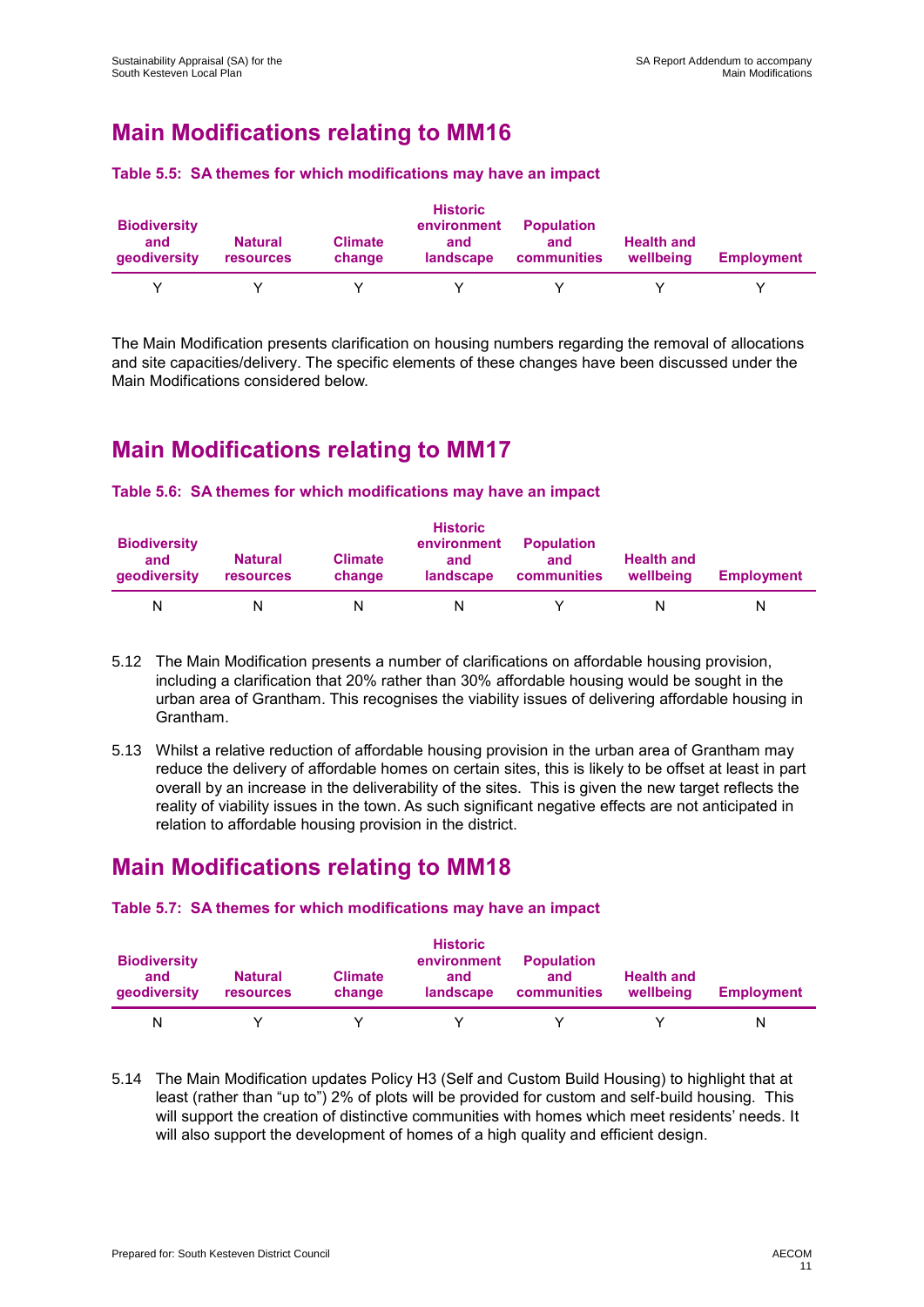## Main Modifications relating to MM16

**Table 5.5: SA themes for which modifications may have an impact**

| Biodiversity and geodiversity | Natural resources | Climate change | Historic environment and landscape | Population and communities | Health and wellbeing | Employment |
|---|---|---|---|---|---|---|
| Y | Y | Y | Y | Y | Y | Y |

The Main Modification presents clarification on housing numbers regarding the removal of allocations and site capacities/delivery. The specific elements of these changes have been discussed under the Main Modifications considered below.

## Main Modifications relating to MM17

**Table 5.6: SA themes for which modifications may have an impact**

| Biodiversity and geodiversity | Natural resources | Climate change | Historic environment and landscape | Population and communities | Health and wellbeing | Employment |
|---|---|---|---|---|---|---|
| N | N | N | N | Y | N | N |

5.12 The Main Modification presents a number of clarifications on affordable housing provision, including a clarification that 20% rather than 30% affordable housing would be sought in the urban area of Grantham. This recognises the viability issues of delivering affordable housing in Grantham.

5.13 Whilst a relative reduction of affordable housing provision in the urban area of Grantham may reduce the delivery of affordable homes on certain sites, this is likely to be offset at least in part overall by an increase in the deliverability of the sites. This is given the new target reflects the reality of viability issues in the town. As such significant negative effects are not anticipated in relation to affordable housing provision in the district.

## Main Modifications relating to MM18

**Table 5.7: SA themes for which modifications may have an impact**

| Biodiversity and geodiversity | Natural resources | Climate change | Historic environment and landscape | Population and communities | Health and wellbeing | Employment |
|---|---|---|---|---|---|---|
| N | Y | Y | Y | Y | Y | N |

5.14 The Main Modification updates Policy H3 (Self and Custom Build Housing) to highlight that at least (rather than "up to") 2% of plots will be provided for custom and self-build housing. This will support the creation of distinctive communities with homes which meet residents' needs. It will also support the development of homes of a high quality and efficient design.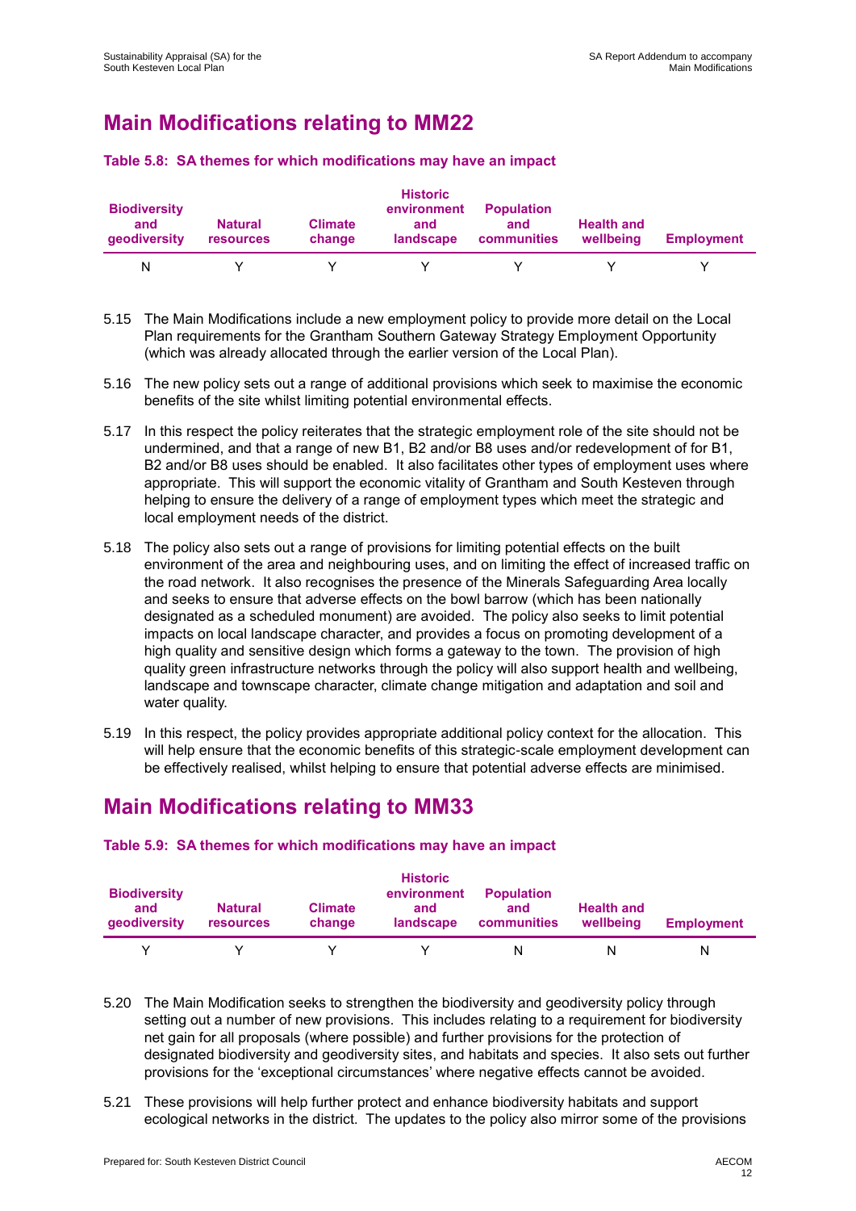## Main Modifications relating to MM22

**Table 5.8: SA themes for which modifications may have an impact**

| Biodiversity and geodiversity | Natural resources | Climate change | Historic environment and landscape | Population and communities | Health and wellbeing | Employment |
|---|---|---|---|---|---|---|
| N | Y | Y | Y | Y | Y | Y |

5.15 The Main Modifications include a new employment policy to provide more detail on the Local Plan requirements for the Grantham Southern Gateway Strategy Employment Opportunity (which was already allocated through the earlier version of the Local Plan).

5.16 The new policy sets out a range of additional provisions which seek to maximise the economic benefits of the site whilst limiting potential environmental effects.

5.17 In this respect the policy reiterates that the strategic employment role of the site should not be undermined, and that a range of new B1, B2 and/or B8 uses and/or redevelopment of for B1, B2 and/or B8 uses should be enabled. It also facilitates other types of employment uses where appropriate. This will support the economic vitality of Grantham and South Kesteven through helping to ensure the delivery of a range of employment types which meet the strategic and local employment needs of the district.

5.18 The policy also sets out a range of provisions for limiting potential effects on the built environment of the area and neighbouring uses, and on limiting the effect of increased traffic on the road network. It also recognises the presence of the Minerals Safeguarding Area locally and seeks to ensure that adverse effects on the bowl barrow (which has been nationally designated as a scheduled monument) are avoided. The policy also seeks to limit potential impacts on local landscape character, and provides a focus on promoting development of a high quality and sensitive design which forms a gateway to the town. The provision of high quality green infrastructure networks through the policy will also support health and wellbeing, landscape and townscape character, climate change mitigation and adaptation and soil and water quality.

5.19 In this respect, the policy provides appropriate additional policy context for the allocation. This will help ensure that the economic benefits of this strategic-scale employment development can be effectively realised, whilst helping to ensure that potential adverse effects are minimised.

## Main Modifications relating to MM33

**Table 5.9: SA themes for which modifications may have an impact**

| Biodiversity and geodiversity | Natural resources | Climate change | Historic environment and landscape | Population and communities | Health and wellbeing | Employment |
|---|---|---|---|---|---|---|
| Y | Y | Y | Y | N | N | N |

5.20 The Main Modification seeks to strengthen the biodiversity and geodiversity policy through setting out a number of new provisions. This includes relating to a requirement for biodiversity net gain for all proposals (where possible) and further provisions for the protection of designated biodiversity and geodiversity sites, and habitats and species. It also sets out further provisions for the 'exceptional circumstances' where negative effects cannot be avoided.

5.21 These provisions will help further protect and enhance biodiversity habitats and support ecological networks in the district. The updates to the policy also mirror some of the provisions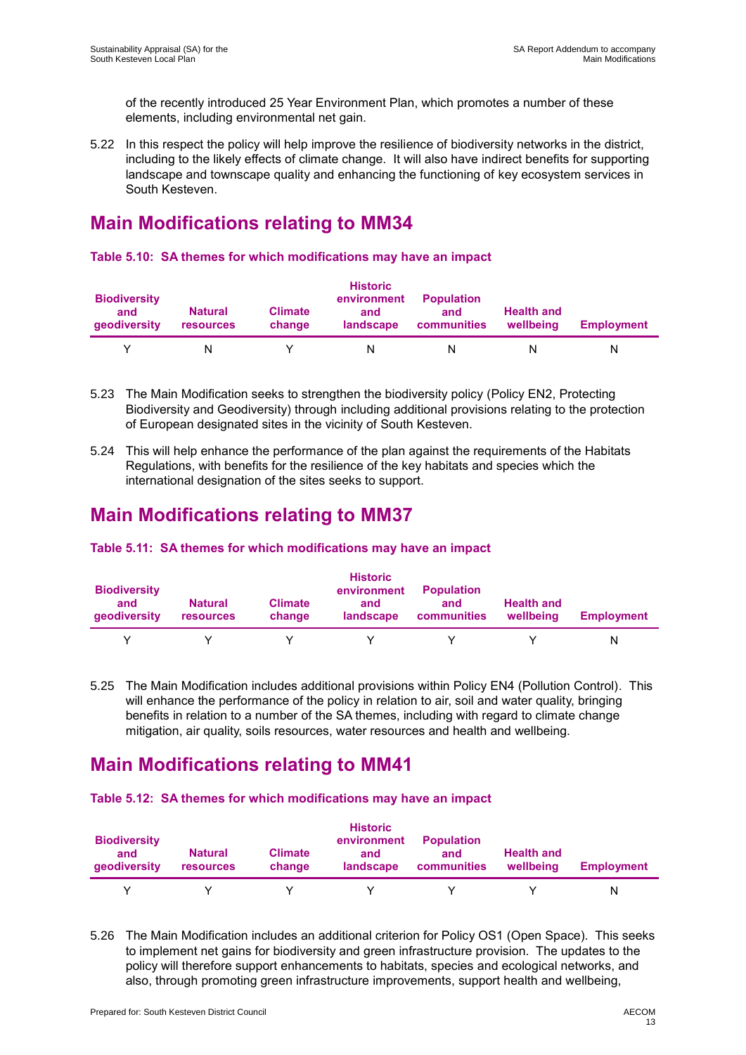of the recently introduced 25 Year Environment Plan, which promotes a number of these elements, including environmental net gain.

5.22 In this respect the policy will help improve the resilience of biodiversity networks in the district, including to the likely effects of climate change. It will also have indirect benefits for supporting landscape and townscape quality and enhancing the functioning of key ecosystem services in South Kesteven.

## Main Modifications relating to MM34

#### Table 5.10: SA themes for which modifications may have an impact

| Biodiversity and geodiversity | Natural resources | Climate change | Historic environment and landscape | Population and communities | Health and wellbeing | Employment |
|---|---|---|---|---|---|---|
| Y | N | Y | N | N | N | N |

5.23 The Main Modification seeks to strengthen the biodiversity policy (Policy EN2, Protecting Biodiversity and Geodiversity) through including additional provisions relating to the protection of European designated sites in the vicinity of South Kesteven.

5.24 This will help enhance the performance of the plan against the requirements of the Habitats Regulations, with benefits for the resilience of the key habitats and species which the international designation of the sites seeks to support.

## Main Modifications relating to MM37

#### Table 5.11: SA themes for which modifications may have an impact

| Biodiversity and geodiversity | Natural resources | Climate change | Historic environment and landscape | Population and communities | Health and wellbeing | Employment |
|---|---|---|---|---|---|---|
| Y | Y | Y | Y | Y | Y | N |

5.25 The Main Modification includes additional provisions within Policy EN4 (Pollution Control). This will enhance the performance of the policy in relation to air, soil and water quality, bringing benefits in relation to a number of the SA themes, including with regard to climate change mitigation, air quality, soils resources, water resources and health and wellbeing.

## Main Modifications relating to MM41

#### Table 5.12: SA themes for which modifications may have an impact

| Biodiversity and geodiversity | Natural resources | Climate change | Historic environment and landscape | Population and communities | Health and wellbeing | Employment |
|---|---|---|---|---|---|---|
| Y | Y | Y | Y | Y | Y | N |

5.26 The Main Modification includes an additional criterion for Policy OS1 (Open Space). This seeks to implement net gains for biodiversity and green infrastructure provision. The updates to the policy will therefore support enhancements to habitats, species and ecological networks, and also, through promoting green infrastructure improvements, support health and wellbeing,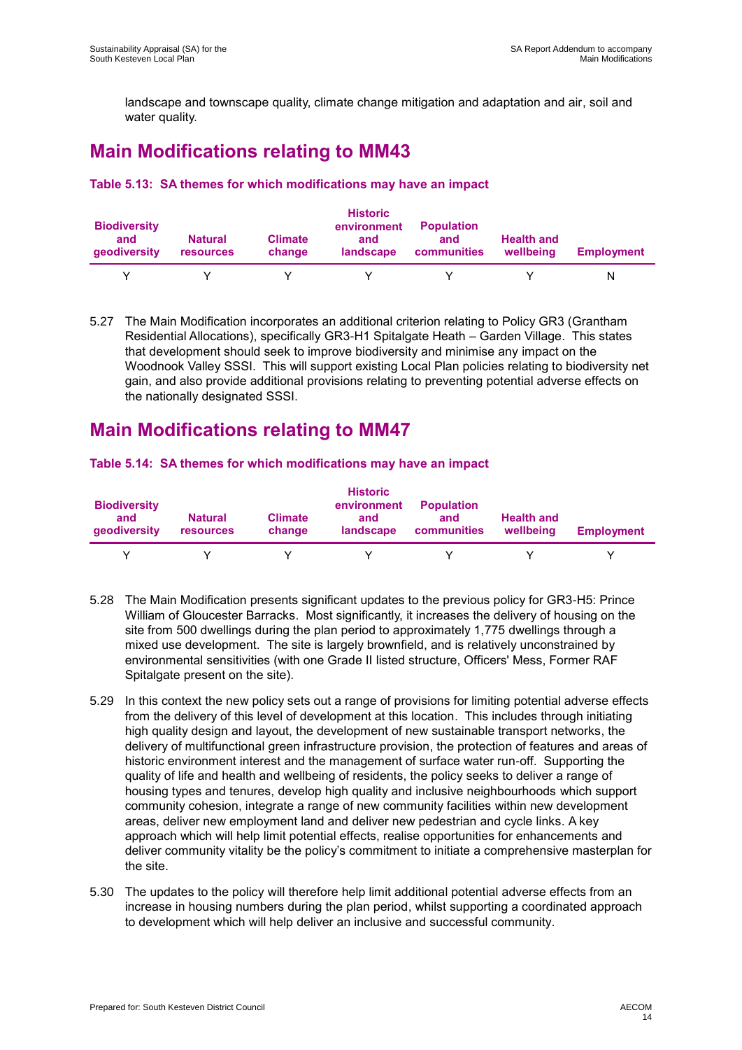landscape and townscape quality, climate change mitigation and adaptation and air, soil and water quality.

## Main Modifications relating to MM43

**Table 5.13: SA themes for which modifications may have an impact**

| Biodiversity and geodiversity | Natural resources | Climate change | Historic environment and landscape | Population and communities | Health and wellbeing | Employment |
|---|---|---|---|---|---|---|
| Y | Y | Y | Y | Y | Y | N |

5.27 The Main Modification incorporates an additional criterion relating to Policy GR3 (Grantham Residential Allocations), specifically GR3-H1 Spitalgate Heath – Garden Village. This states that development should seek to improve biodiversity and minimise any impact on the Woodnook Valley SSSI. This will support existing Local Plan policies relating to biodiversity net gain, and also provide additional provisions relating to preventing potential adverse effects on the nationally designated SSSI.

## Main Modifications relating to MM47

**Table 5.14: SA themes for which modifications may have an impact**

| Biodiversity and geodiversity | Natural resources | Climate change | Historic environment and landscape | Population and communities | Health and wellbeing | Employment |
|---|---|---|---|---|---|---|
| Y | Y | Y | Y | Y | Y | Y |

5.28 The Main Modification presents significant updates to the previous policy for GR3-H5: Prince William of Gloucester Barracks. Most significantly, it increases the delivery of housing on the site from 500 dwellings during the plan period to approximately 1,775 dwellings through a mixed use development. The site is largely brownfield, and is relatively unconstrained by environmental sensitivities (with one Grade II listed structure, Officers' Mess, Former RAF Spitalgate present on the site).

5.29 In this context the new policy sets out a range of provisions for limiting potential adverse effects from the delivery of this level of development at this location. This includes through initiating high quality design and layout, the development of new sustainable transport networks, the delivery of multifunctional green infrastructure provision, the protection of features and areas of historic environment interest and the management of surface water run-off. Supporting the quality of life and health and wellbeing of residents, the policy seeks to deliver a range of housing types and tenures, develop high quality and inclusive neighbourhoods which support community cohesion, integrate a range of new community facilities within new development areas, deliver new employment land and deliver new pedestrian and cycle links. A key approach which will help limit potential effects, realise opportunities for enhancements and deliver community vitality be the policy's commitment to initiate a comprehensive masterplan for the site.

5.30 The updates to the policy will therefore help limit additional potential adverse effects from an increase in housing numbers during the plan period, whilst supporting a coordinated approach to development which will help deliver an inclusive and successful community.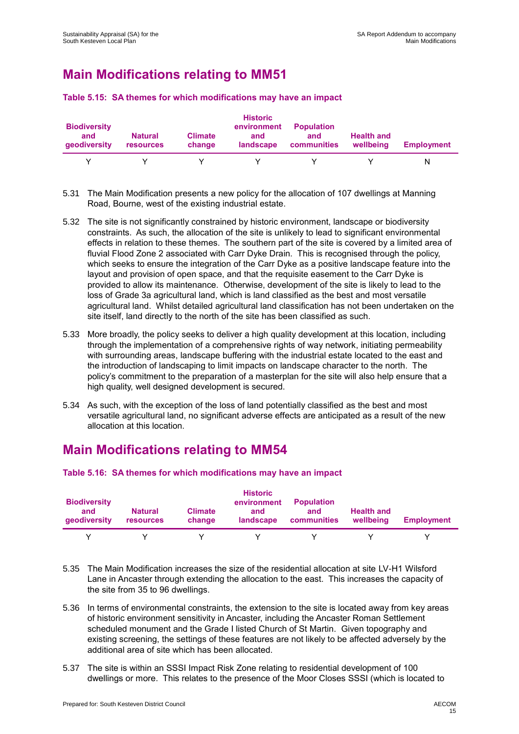## Main Modifications relating to MM51

**Table 5.15: SA themes for which modifications may have an impact**

| Biodiversity and geodiversity | Natural resources | Climate change | Historic environment and landscape | Population and communities | Health and wellbeing | Employment |
|---|---|---|---|---|---|---|
| Y | Y | Y | Y | Y | Y | N |

5.31 The Main Modification presents a new policy for the allocation of 107 dwellings at Manning Road, Bourne, west of the existing industrial estate.

5.32 The site is not significantly constrained by historic environment, landscape or biodiversity constraints. As such, the allocation of the site is unlikely to lead to significant environmental effects in relation to these themes. The southern part of the site is covered by a limited area of fluvial Flood Zone 2 associated with Carr Dyke Drain. This is recognised through the policy, which seeks to ensure the integration of the Carr Dyke as a positive landscape feature into the layout and provision of open space, and that the requisite easement to the Carr Dyke is provided to allow its maintenance. Otherwise, development of the site is likely to lead to the loss of Grade 3a agricultural land, which is land classified as the best and most versatile agricultural land. Whilst detailed agricultural land classification has not been undertaken on the site itself, land directly to the north of the site has been classified as such.

5.33 More broadly, the policy seeks to deliver a high quality development at this location, including through the implementation of a comprehensive rights of way network, initiating permeability with surrounding areas, landscape buffering with the industrial estate located to the east and the introduction of landscaping to limit impacts on landscape character to the north. The policy's commitment to the preparation of a masterplan for the site will also help ensure that a high quality, well designed development is secured.

5.34 As such, with the exception of the loss of land potentially classified as the best and most versatile agricultural land, no significant adverse effects are anticipated as a result of the new allocation at this location.

## Main Modifications relating to MM54

**Table 5.16: SA themes for which modifications may have an impact**

| Biodiversity and geodiversity | Natural resources | Climate change | Historic environment and landscape | Population and communities | Health and wellbeing | Employment |
|---|---|---|---|---|---|---|
| Y | Y | Y | Y | Y | Y | Y |

5.35 The Main Modification increases the size of the residential allocation at site LV-H1 Wilsford Lane in Ancaster through extending the allocation to the east. This increases the capacity of the site from 35 to 96 dwellings.

5.36 In terms of environmental constraints, the extension to the site is located away from key areas of historic environment sensitivity in Ancaster, including the Ancaster Roman Settlement scheduled monument and the Grade I listed Church of St Martin. Given topography and existing screening, the settings of these features are not likely to be affected adversely by the additional area of site which has been allocated.

5.37 The site is within an SSSI Impact Risk Zone relating to residential development of 100 dwellings or more. This relates to the presence of the Moor Closes SSSI (which is located to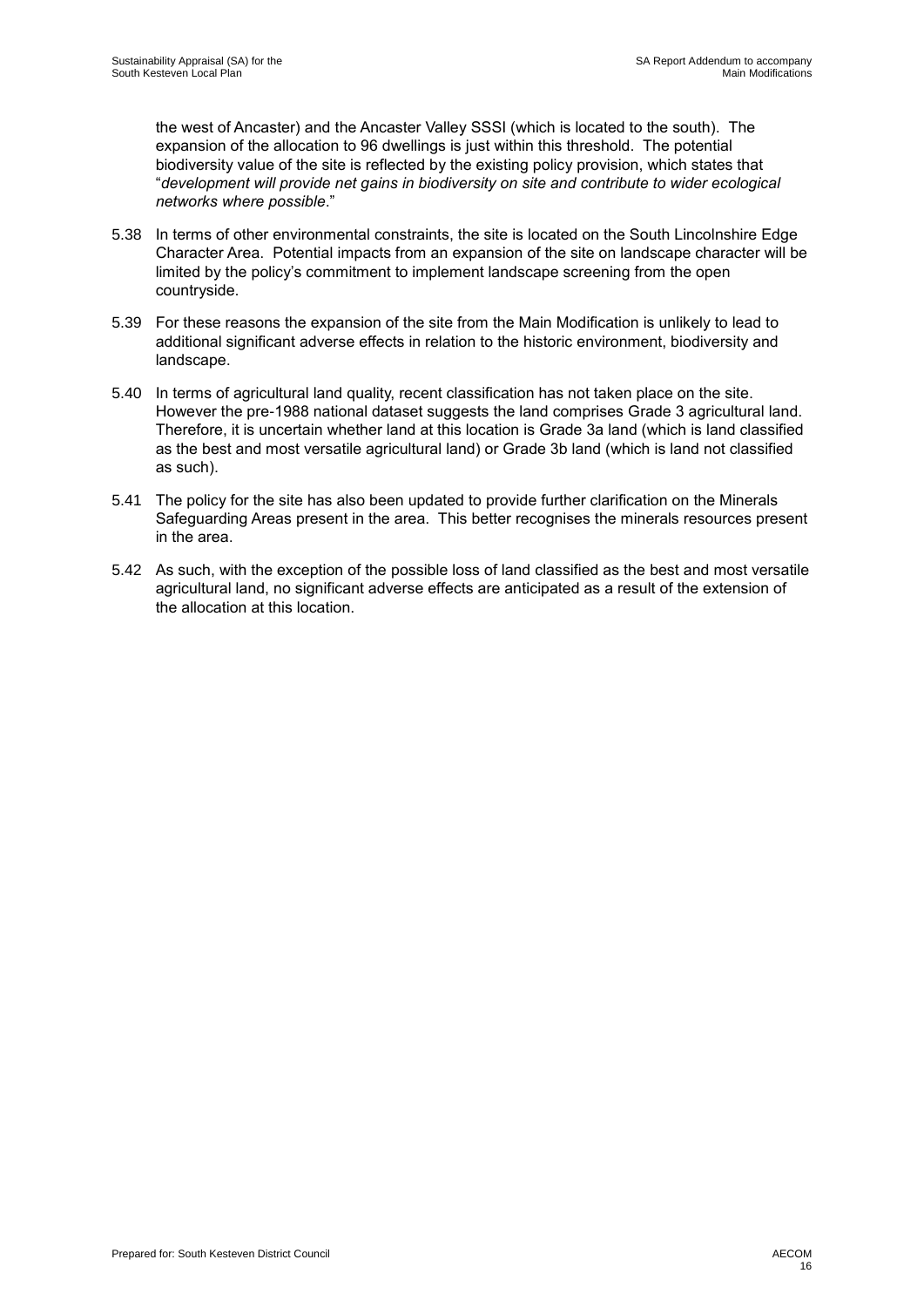the west of Ancaster) and the Ancaster Valley SSSI (which is located to the south). The expansion of the allocation to 96 dwellings is just within this threshold. The potential biodiversity value of the site is reflected by the existing policy provision, which states that "*development will provide net gains in biodiversity on site and contribute to wider ecological networks where possible*."

5.38 In terms of other environmental constraints, the site is located on the South Lincolnshire Edge Character Area. Potential impacts from an expansion of the site on landscape character will be limited by the policy's commitment to implement landscape screening from the open countryside.

5.39 For these reasons the expansion of the site from the Main Modification is unlikely to lead to additional significant adverse effects in relation to the historic environment, biodiversity and landscape.

5.40 In terms of agricultural land quality, recent classification has not taken place on the site. However the pre-1988 national dataset suggests the land comprises Grade 3 agricultural land. Therefore, it is uncertain whether land at this location is Grade 3a land (which is land classified as the best and most versatile agricultural land) or Grade 3b land (which is land not classified as such).

5.41 The policy for the site has also been updated to provide further clarification on the Minerals Safeguarding Areas present in the area. This better recognises the minerals resources present in the area.

5.42 As such, with the exception of the possible loss of land classified as the best and most versatile agricultural land, no significant adverse effects are anticipated as a result of the extension of the allocation at this location.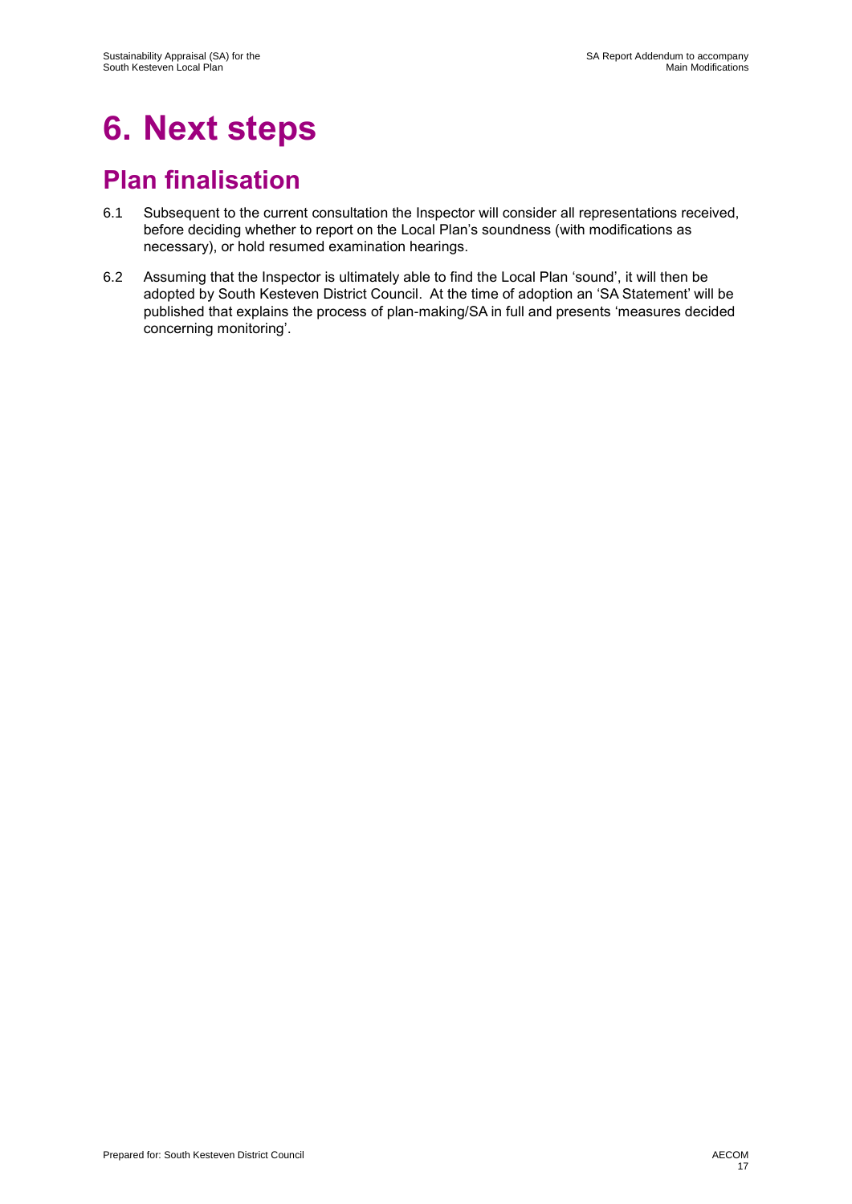# 6. Next steps

## Plan finalisation

6.1 Subsequent to the current consultation the Inspector will consider all representations received, before deciding whether to report on the Local Plan's soundness (with modifications as necessary), or hold resumed examination hearings.

6.2 Assuming that the Inspector is ultimately able to find the Local Plan 'sound', it will then be adopted by South Kesteven District Council. At the time of adoption an 'SA Statement' will be published that explains the process of plan-making/SA in full and presents 'measures decided concerning monitoring'.